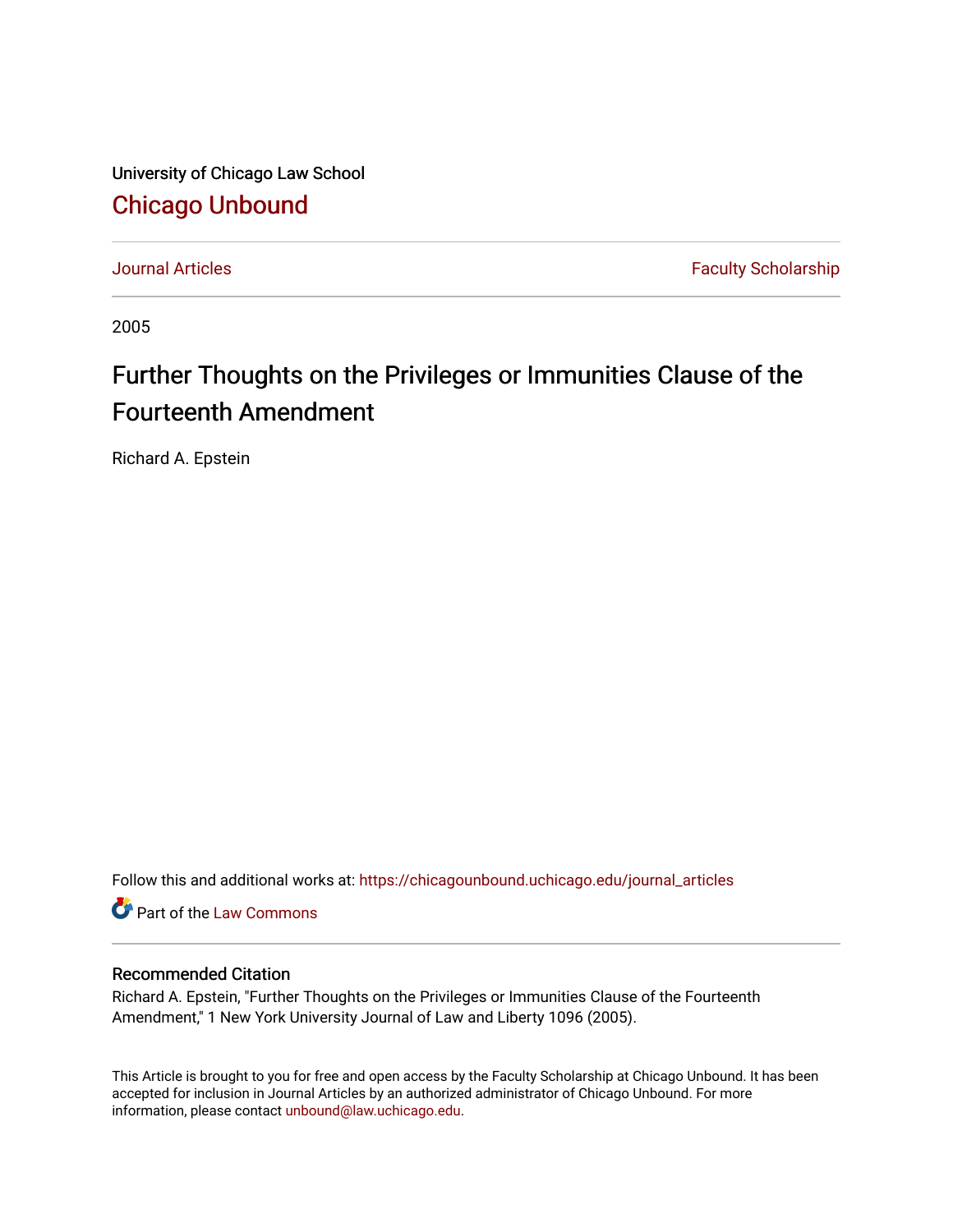University of Chicago Law School

# Chicago Unbound

Journal Articles | Faculty Scholarship

2005

# Further Thoughts on the Privileges or Immunities Clause of the Fourteenth Amendment

Richard A. Epstein

Follow this and additional works at: https://chicagounbound.uchicago.edu/journal_articles

Part of the Law Commons

### Recommended Citation

Richard A. Epstein, "Further Thoughts on the Privileges or Immunities Clause of the Fourteenth Amendment," 1 New York University Journal of Law and Liberty 1096 (2005).

This Article is brought to you for free and open access by the Faculty Scholarship at Chicago Unbound. It has been accepted for inclusion in Journal Articles by an authorized administrator of Chicago Unbound. For more information, please contact unbound@law.uchicago.edu.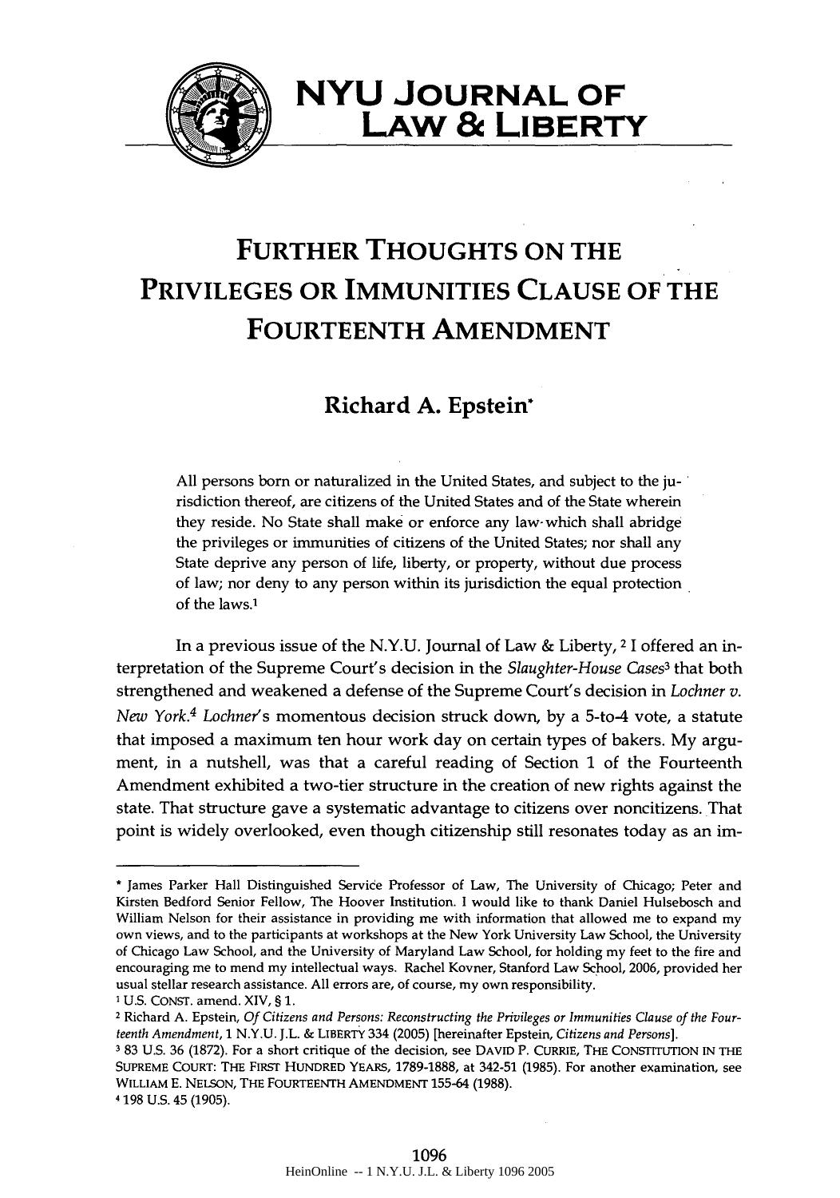# NYU Journal of Law & Liberty

# Further Thoughts on the Privileges or Immunities Clause of the Fourteenth Amendment

## Richard A. Epstein*

> All persons born or naturalized in the United States, and subject to the jurisdiction thereof, are citizens of the United States and of the State wherein they reside. No State shall make or enforce any law which shall abridge the privileges or immunities of citizens of the United States; nor shall any State deprive any person of life, liberty, or property, without due process of law; nor deny to any person within its jurisdiction the equal protection of the laws.[1]

In a previous issue of the N.Y.U. Journal of Law & Liberty, [2] I offered an interpretation of the Supreme Court's decision in the *Slaughter-House Cases*[3] that both strengthened and weakened a defense of the Supreme Court's decision in *Lochner v. New York*.[4] *Lochner*'s momentous decision struck down, by a 5-to-4 vote, a statute that imposed a maximum ten hour work day on certain types of bakers. My argument, in a nutshell, was that a careful reading of Section 1 of the Fourteenth Amendment exhibited a two-tier structure in the creation of new rights against the state. That structure gave a systematic advantage to citizens over noncitizens. That point is widely overlooked, even though citizenship still resonates today as an im-

---

\* James Parker Hall Distinguished Service Professor of Law, The University of Chicago; Peter and Kirsten Bedford Senior Fellow, The Hoover Institution. I would like to thank Daniel Hulsebosch and William Nelson for their assistance in providing me with information that allowed me to expand my own views, and to the participants at workshops at the New York University Law School, the University of Chicago Law School, and the University of Maryland Law School, for holding my feet to the fire and encouraging me to mend my intellectual ways. Rachel Kovner, Stanford Law School, 2006, provided her usual stellar research assistance. All errors are, of course, my own responsibility.

[1] U.S. CONST. amend. XIV, § 1.

[2] Richard A. Epstein, *Of Citizens and Persons: Reconstructing the Privileges or Immunities Clause of the Fourteenth Amendment*, 1 N.Y.U. J.L. & LIBERTY 334 (2005) [hereinafter Epstein, *Citizens and Persons*].

[3] 83 U.S. 36 (1872). For a short critique of the decision, see DAVID P. CURRIE, THE CONSTITUTION IN THE SUPREME COURT: THE FIRST HUNDRED YEARS, 1789-1888, at 342-51 (1985). For another examination, see WILLIAM E. NELSON, THE FOURTEENTH AMENDMENT 155-64 (1988).

[4] 198 U.S. 45 (1905).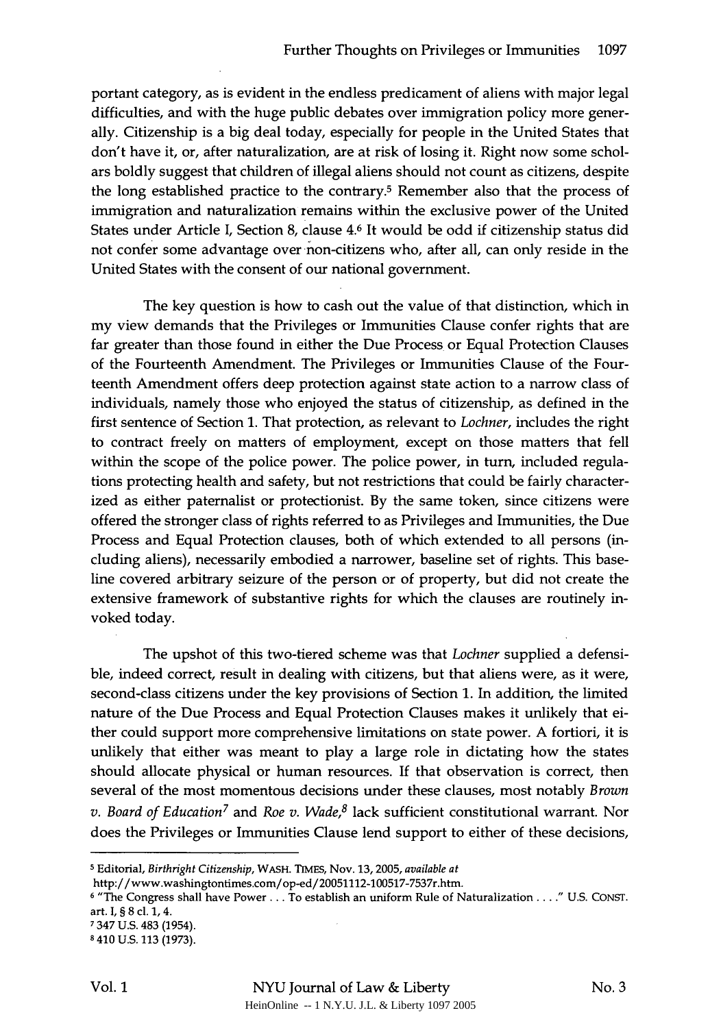portant category, as is evident in the endless predicament of aliens with major legal difficulties, and with the huge public debates over immigration policy more generally. Citizenship is a big deal today, especially for people in the United States that don't have it, or, after naturalization, are at risk of losing it. Right now some scholars boldly suggest that children of illegal aliens should not count as citizens, despite the long established practice to the contrary.[5] Remember also that the process of immigration and naturalization remains within the exclusive power of the United States under Article I, Section 8, clause 4.[6] It would be odd if citizenship status did not confer some advantage over non-citizens who, after all, can only reside in the United States with the consent of our national government.

The key question is how to cash out the value of that distinction, which in my view demands that the Privileges or Immunities Clause confer rights that are far greater than those found in either the Due Process or Equal Protection Clauses of the Fourteenth Amendment. The Privileges or Immunities Clause of the Fourteenth Amendment offers deep protection against state action to a narrow class of individuals, namely those who enjoyed the status of citizenship, as defined in the first sentence of Section 1. That protection, as relevant to *Lochner*, includes the right to contract freely on matters of employment, except on those matters that fell within the scope of the police power. The police power, in turn, included regulations protecting health and safety, but not restrictions that could be fairly characterized as either paternalist or protectionist. By the same token, since citizens were offered the stronger class of rights referred to as Privileges and Immunities, the Due Process and Equal Protection clauses, both of which extended to all persons (including aliens), necessarily embodied a narrower, baseline set of rights. This baseline covered arbitrary seizure of the person or of property, but did not create the extensive framework of substantive rights for which the clauses are routinely invoked today.

The upshot of this two-tiered scheme was that *Lochner* supplied a defensible, indeed correct, result in dealing with citizens, but that aliens were, as it were, second-class citizens under the key provisions of Section 1. In addition, the limited nature of the Due Process and Equal Protection Clauses makes it unlikely that either could support more comprehensive limitations on state power. A fortiori, it is unlikely that either was meant to play a large role in dictating how the states should allocate physical or human resources. If that observation is correct, then several of the most momentous decisions under these clauses, most notably *Brown v. Board of Education*[7] and *Roe v. Wade*,[8] lack sufficient constitutional warrant. Nor does the Privileges or Immunities Clause lend support to either of these decisions,

---

[5] Editorial, *Birthright Citizenship*, WASH. TIMES, Nov. 13, 2005, *available at* http://www.washingtontimes.com/op-ed/20051112-100517-7537r.htm.

[6] "The Congress shall have Power . . . To establish an uniform Rule of Naturalization . . . ." U.S. CONST. art. I, § 8 cl. 1, 4.

[7] 347 U.S. 483 (1954).

[8] 410 U.S. 113 (1973).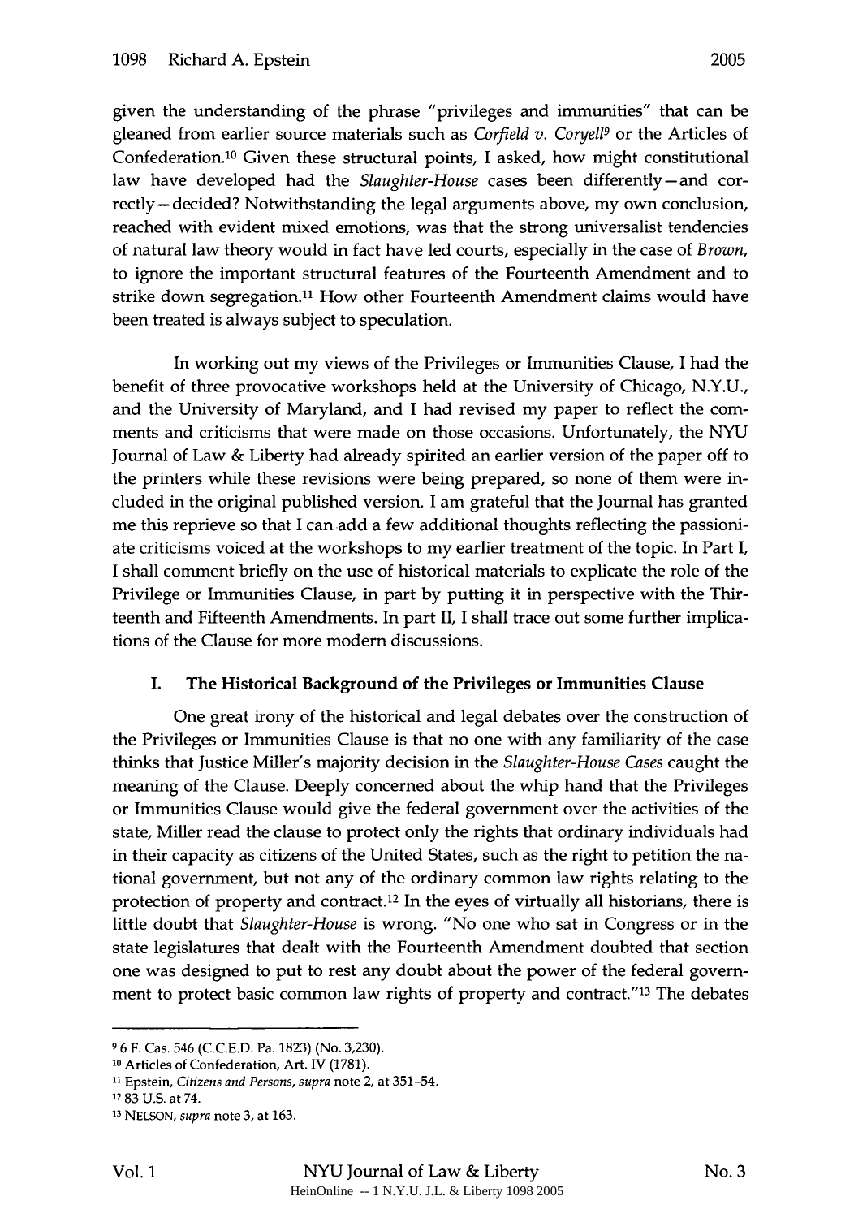given the understanding of the phrase "privileges and immunities" that can be gleaned from earlier source materials such as *Corfield v. Coryell*[9] or the Articles of Confederation.[10] Given these structural points, I asked, how might constitutional law have developed had the *Slaughter-House* cases been differently—and correctly—decided? Notwithstanding the legal arguments above, my own conclusion, reached with evident mixed emotions, was that the strong universalist tendencies of natural law theory would in fact have led courts, especially in the case of *Brown*, to ignore the important structural features of the Fourteenth Amendment and to strike down segregation.[11] How other Fourteenth Amendment claims would have been treated is always subject to speculation.

In working out my views of the Privileges or Immunities Clause, I had the benefit of three provocative workshops held at the University of Chicago, N.Y.U., and the University of Maryland, and I had revised my paper to reflect the comments and criticisms that were made on those occasions. Unfortunately, the NYU Journal of Law & Liberty had already spirited an earlier version of the paper off to the printers while these revisions were being prepared, so none of them were included in the original published version. I am grateful that the Journal has granted me this reprieve so that I can add a few additional thoughts reflecting the passioniate criticisms voiced at the workshops to my earlier treatment of the topic. In Part I, I shall comment briefly on the use of historical materials to explicate the role of the Privilege or Immunities Clause, in part by putting it in perspective with the Thirteenth and Fifteenth Amendments. In part II, I shall trace out some further implications of the Clause for more modern discussions.

## I. The Historical Background of the Privileges or Immunities Clause

One great irony of the historical and legal debates over the construction of the Privileges or Immunities Clause is that no one with any familiarity of the case thinks that Justice Miller's majority decision in the *Slaughter-House Cases* caught the meaning of the Clause. Deeply concerned about the whip hand that the Privileges or Immunities Clause would give the federal government over the activities of the state, Miller read the clause to protect only the rights that ordinary individuals had in their capacity as citizens of the United States, such as the right to petition the national government, but not any of the ordinary common law rights relating to the protection of property and contract.[12] In the eyes of virtually all historians, there is little doubt that *Slaughter-House* is wrong. "No one who sat in Congress or in the state legislatures that dealt with the Fourteenth Amendment doubted that section one was designed to put to rest any doubt about the power of the federal government to protect basic common law rights of property and contract."[13] The debates

---

[9] 6 F. Cas. 546 (C.C.E.D. Pa. 1823) (No. 3,230).

[10] Articles of Confederation, Art. IV (1781).

[11] Epstein, *Citizens and Persons*, *supra* note 2, at 351–54.

[12] 83 U.S. at 74.

[13] NELSON, *supra* note 3, at 163.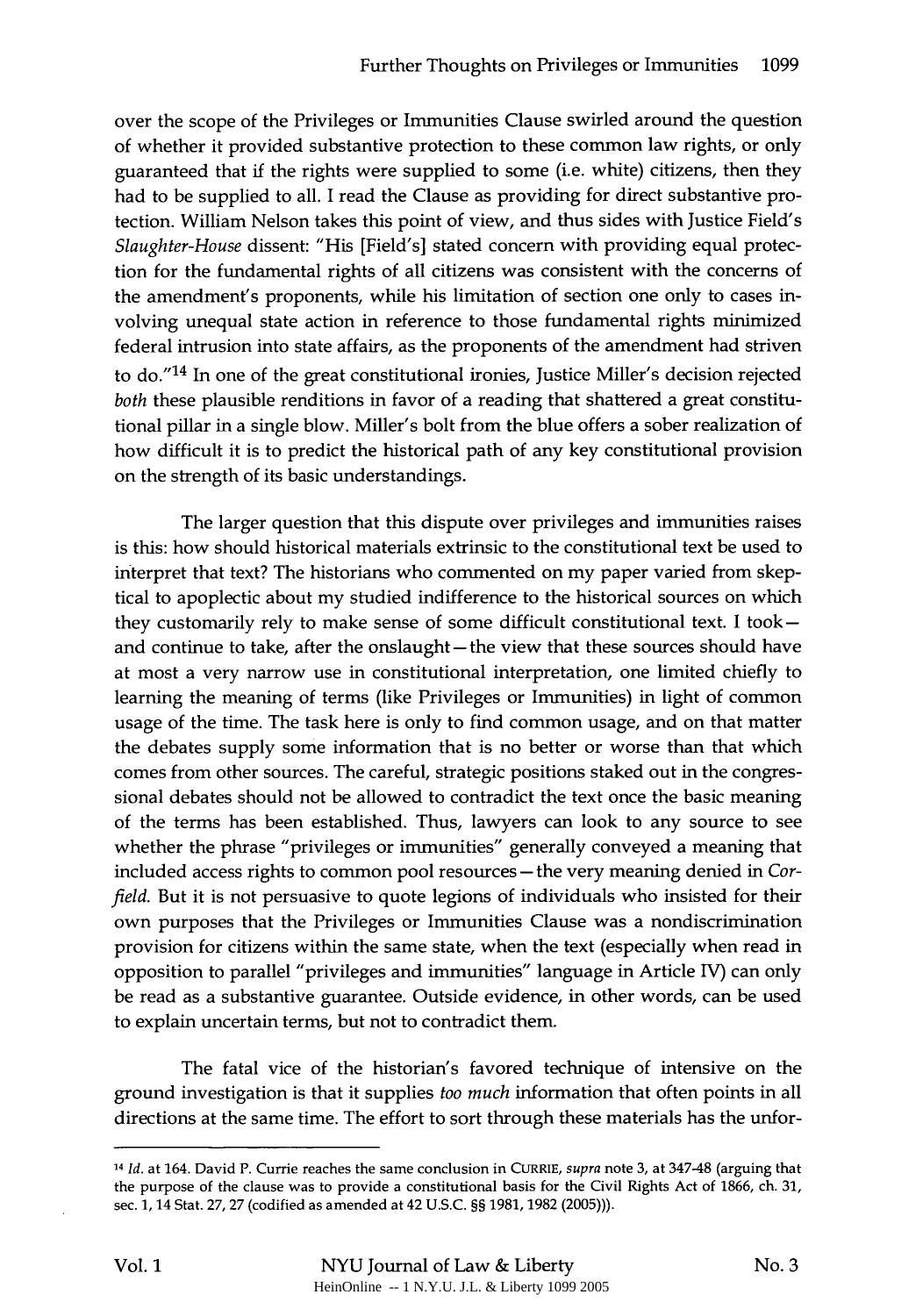over the scope of the Privileges or Immunities Clause swirled around the question of whether it provided substantive protection to these common law rights, or only guaranteed that if the rights were supplied to some (i.e. white) citizens, then they had to be supplied to all. I read the Clause as providing for direct substantive protection. William Nelson takes this point of view, and thus sides with Justice Field's *Slaughter-House* dissent: "His [Field's] stated concern with providing equal protection for the fundamental rights of all citizens was consistent with the concerns of the amendment's proponents, while his limitation of section one only to cases involving unequal state action in reference to those fundamental rights minimized federal intrusion into state affairs, as the proponents of the amendment had striven to do."[14] In one of the great constitutional ironies, Justice Miller's decision rejected *both* these plausible renditions in favor of a reading that shattered a great constitutional pillar in a single blow. Miller's bolt from the blue offers a sober realization of how difficult it is to predict the historical path of any key constitutional provision on the strength of its basic understandings.

The larger question that this dispute over privileges and immunities raises is this: how should historical materials extrinsic to the constitutional text be used to interpret that text? The historians who commented on my paper varied from skeptical to apoplectic about my studied indifference to the historical sources on which they customarily rely to make sense of some difficult constitutional text. I took—and continue to take, after the onslaught—the view that these sources should have at most a very narrow use in constitutional interpretation, one limited chiefly to learning the meaning of terms (like Privileges or Immunities) in light of common usage of the time. The task here is only to find common usage, and on that matter the debates supply some information that is no better or worse than that which comes from other sources. The careful, strategic positions staked out in the congressional debates should not be allowed to contradict the text once the basic meaning of the terms has been established. Thus, lawyers can look to any source to see whether the phrase "privileges or immunities" generally conveyed a meaning that included access rights to common pool resources—the very meaning denied in *Corfield*. But it is not persuasive to quote legions of individuals who insisted for their own purposes that the Privileges or Immunities Clause was a nondiscrimination provision for citizens within the same state, when the text (especially when read in opposition to parallel "privileges and immunities" language in Article IV) can only be read as a substantive guarantee. Outside evidence, in other words, can be used to explain uncertain terms, but not to contradict them.

The fatal vice of the historian's favored technique of intensive on the ground investigation is that it supplies *too much* information that often points in all directions at the same time. The effort to sort through these materials has the unfor-

---

[14] *Id.* at 164. David P. Currie reaches the same conclusion in CURRIE, *supra* note 3, at 347-48 (arguing that the purpose of the clause was to provide a constitutional basis for the Civil Rights Act of 1866, ch. 31, sec. 1, 14 Stat. 27, 27 (codified as amended at 42 U.S.C. §§ 1981, 1982 (2005))).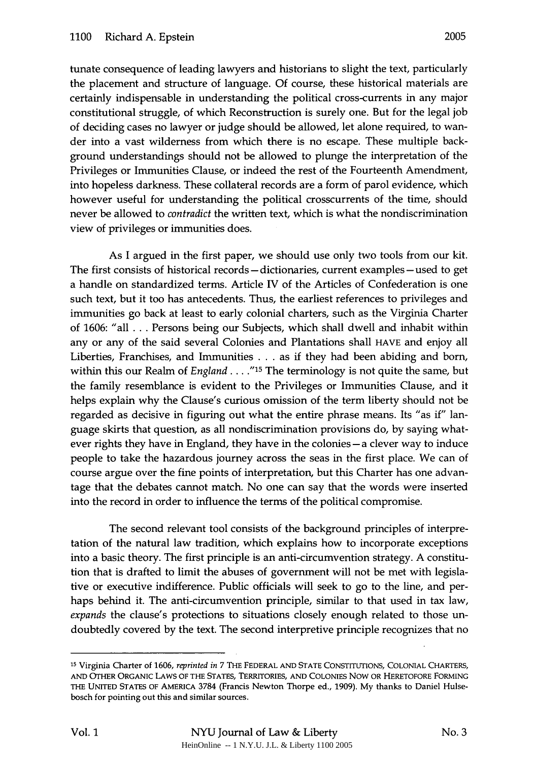tunate consequence of leading lawyers and historians to slight the text, particularly the placement and structure of language. Of course, these historical materials are certainly indispensable in understanding the political cross-currents in any major constitutional struggle, of which Reconstruction is surely one. But for the legal job of deciding cases no lawyer or judge should be allowed, let alone required, to wander into a vast wilderness from which there is no escape. These multiple background understandings should not be allowed to plunge the interpretation of the Privileges or Immunities Clause, or indeed the rest of the Fourteenth Amendment, into hopeless darkness. These collateral records are a form of parol evidence, which however useful for understanding the political crosscurrents of the time, should never be allowed to *contradict* the written text, which is what the nondiscrimination view of privileges or immunities does.

As I argued in the first paper, we should use only two tools from our kit. The first consists of historical records—dictionaries, current examples—used to get a handle on standardized terms. Article IV of the Articles of Confederation is one such text, but it too has antecedents. Thus, the earliest references to privileges and immunities go back at least to early colonial charters, such as the Virginia Charter of 1606: "all . . . Persons being our Subjects, which shall dwell and inhabit within any or any of the said several Colonies and Plantations shall HAVE and enjoy all Liberties, Franchises, and Immunities . . . as if they had been abiding and born, within this our Realm of *England* . . . ."[15] The terminology is not quite the same, but the family resemblance is evident to the Privileges or Immunities Clause, and it helps explain why the Clause's curious omission of the term liberty should not be regarded as decisive in figuring out what the entire phrase means. Its "as if" language skirts that question, as all nondiscrimination provisions do, by saying whatever rights they have in England, they have in the colonies—a clever way to induce people to take the hazardous journey across the seas in the first place. We can of course argue over the fine points of interpretation, but this Charter has one advantage that the debates cannot match. No one can say that the words were inserted into the record in order to influence the terms of the political compromise.

The second relevant tool consists of the background principles of interpretation of the natural law tradition, which explains how to incorporate exceptions into a basic theory. The first principle is an anti-circumvention strategy. A constitution that is drafted to limit the abuses of government will not be met with legislative or executive indifference. Public officials will seek to go to the line, and perhaps behind it. The anti-circumvention principle, similar to that used in tax law, *expands* the clause's protections to situations closely enough related to those undoubtedly covered by the text. The second interpretive principle recognizes that no

[15] Virginia Charter of 1606, *reprinted in* 7 THE FEDERAL AND STATE CONSTITUTIONS, COLONIAL CHARTERS, AND OTHER ORGANIC LAWS OF THE STATES, TERRITORIES, AND COLONIES NOW OR HERETOFORE FORMING THE UNITED STATES OF AMERICA 3784 (Francis Newton Thorpe ed., 1909). My thanks to Daniel Hulsebosch for pointing out this and similar sources.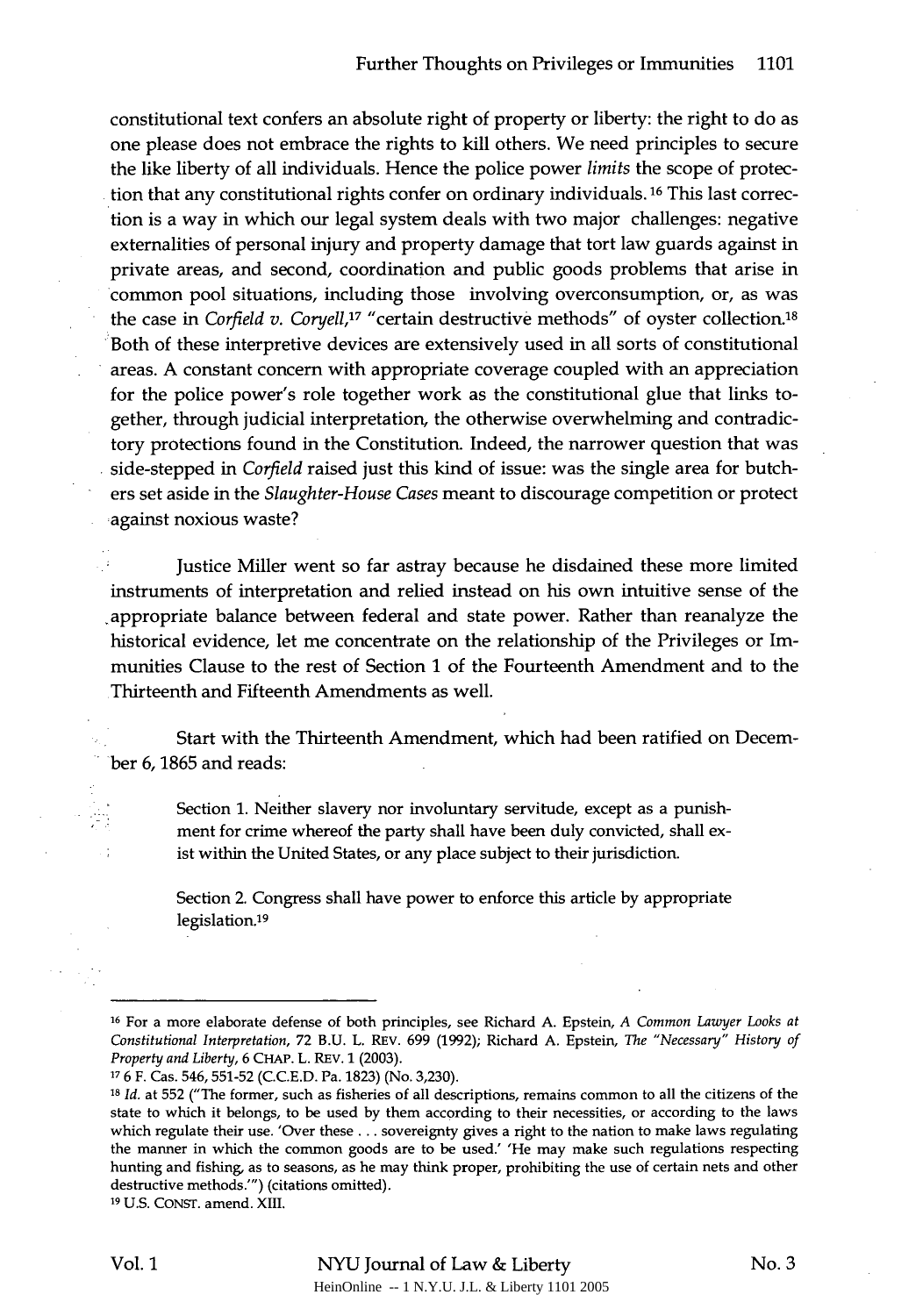constitutional text confers an absolute right of property or liberty: the right to do as one please does not embrace the rights to kill others. We need principles to secure the like liberty of all individuals. Hence the police power *limits* the scope of protection that any constitutional rights confer on ordinary individuals.[16] This last correction is a way in which our legal system deals with two major challenges: negative externalities of personal injury and property damage that tort law guards against in private areas, and second, coordination and public goods problems that arise in common pool situations, including those involving overconsumption, or, as was the case in *Corfield v. Coryell*,[17] "certain destructive methods" of oyster collection.[18] Both of these interpretive devices are extensively used in all sorts of constitutional areas. A constant concern with appropriate coverage coupled with an appreciation for the police power's role together work as the constitutional glue that links together, through judicial interpretation, the otherwise overwhelming and contradictory protections found in the Constitution. Indeed, the narrower question that was side-stepped in *Corfield* raised just this kind of issue: was the single area for butchers set aside in the *Slaughter-House Cases* meant to discourage competition or protect against noxious waste?

Justice Miller went so far astray because he disdained these more limited instruments of interpretation and relied instead on his own intuitive sense of the appropriate balance between federal and state power. Rather than reanalyze the historical evidence, let me concentrate on the relationship of the Privileges or Immunities Clause to the rest of Section 1 of the Fourteenth Amendment and to the Thirteenth and Fifteenth Amendments as well.

Start with the Thirteenth Amendment, which had been ratified on December 6, 1865 and reads:

> Section 1. Neither slavery nor involuntary servitude, except as a punishment for crime whereof the party shall have been duly convicted, shall exist within the United States, or any place subject to their jurisdiction.
>
> Section 2. Congress shall have power to enforce this article by appropriate legislation.[19]

---

[16] For a more elaborate defense of both principles, see Richard A. Epstein, *A Common Lawyer Looks at Constitutional Interpretation*, 72 B.U. L. REV. 699 (1992); Richard A. Epstein, *The "Necessary" History of Property and Liberty*, 6 CHAP. L. REV. 1 (2003).

[17] 6 F. Cas. 546, 551-52 (C.C.E.D. Pa. 1823) (No. 3,230).

[18] *Id.* at 552 ("The former, such as fisheries of all descriptions, remains common to all the citizens of the state to which it belongs, to be used by them according to their necessities, or according to the laws which regulate their use. 'Over these . . . sovereignty gives a right to the nation to make laws regulating the manner in which the common goods are to be used.' 'He may make such regulations respecting hunting and fishing, as to seasons, as he may think proper, prohibiting the use of certain nets and other destructive methods.'") (citations omitted).

[19] U.S. CONST. amend. XIII.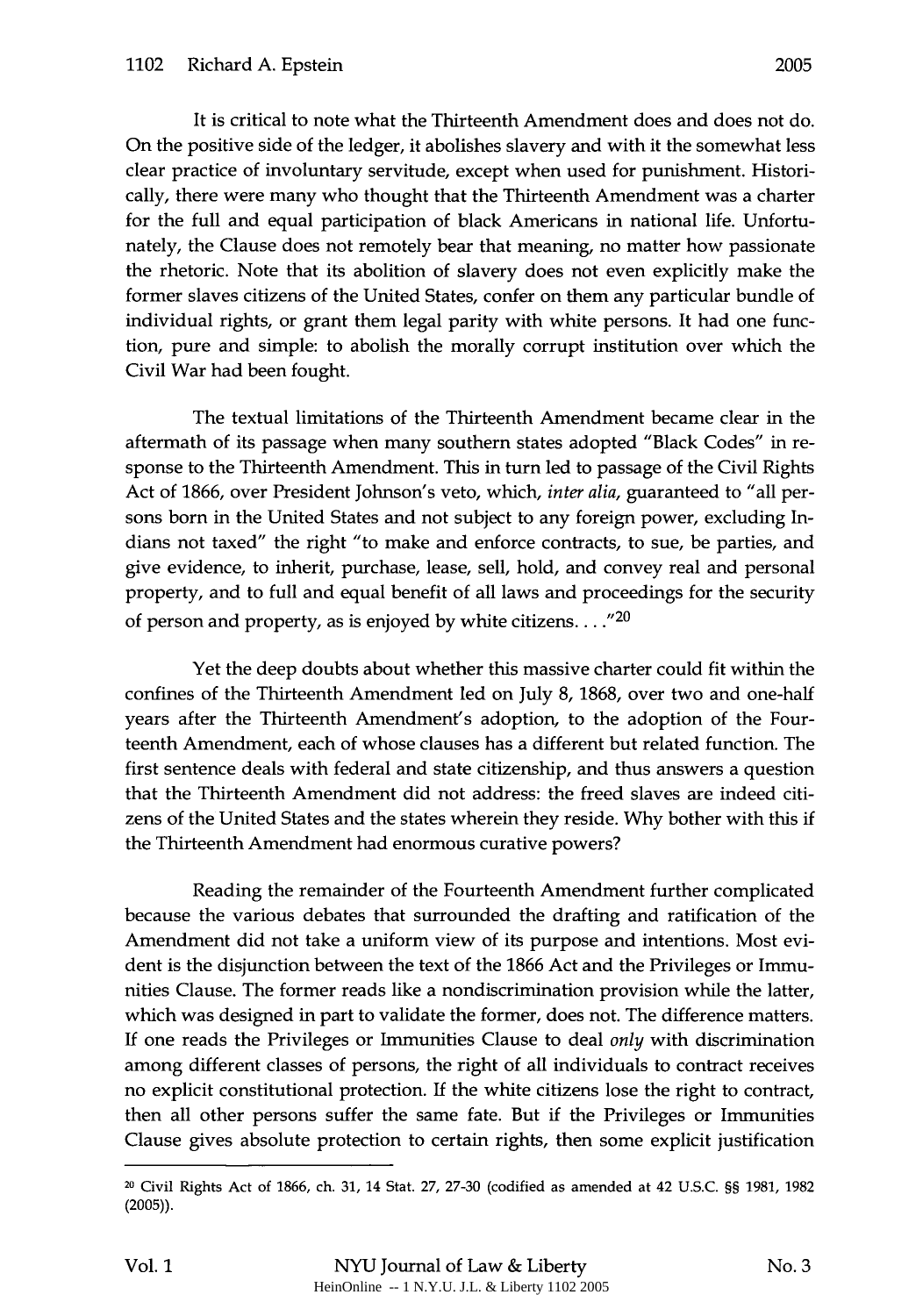It is critical to note what the Thirteenth Amendment does and does not do. On the positive side of the ledger, it abolishes slavery and with it the somewhat less clear practice of involuntary servitude, except when used for punishment. Historically, there were many who thought that the Thirteenth Amendment was a charter for the full and equal participation of black Americans in national life. Unfortunately, the Clause does not remotely bear that meaning, no matter how passionate the rhetoric. Note that its abolition of slavery does not even explicitly make the former slaves citizens of the United States, confer on them any particular bundle of individual rights, or grant them legal parity with white persons. It had one function, pure and simple: to abolish the morally corrupt institution over which the Civil War had been fought.

The textual limitations of the Thirteenth Amendment became clear in the aftermath of its passage when many southern states adopted "Black Codes" in response to the Thirteenth Amendment. This in turn led to passage of the Civil Rights Act of 1866, over President Johnson's veto, which, *inter alia*, guaranteed to "all persons born in the United States and not subject to any foreign power, excluding Indians not taxed" the right "to make and enforce contracts, to sue, be parties, and give evidence, to inherit, purchase, lease, sell, hold, and convey real and personal property, and to full and equal benefit of all laws and proceedings for the security of person and property, as is enjoyed by white citizens. . . ."[20]

Yet the deep doubts about whether this massive charter could fit within the confines of the Thirteenth Amendment led on July 8, 1868, over two and one-half years after the Thirteenth Amendment's adoption, to the adoption of the Fourteenth Amendment, each of whose clauses has a different but related function. The first sentence deals with federal and state citizenship, and thus answers a question that the Thirteenth Amendment did not address: the freed slaves are indeed citizens of the United States and the states wherein they reside. Why bother with this if the Thirteenth Amendment had enormous curative powers?

Reading the remainder of the Fourteenth Amendment further complicated because the various debates that surrounded the drafting and ratification of the Amendment did not take a uniform view of its purpose and intentions. Most evident is the disjunction between the text of the 1866 Act and the Privileges or Immunities Clause. The former reads like a nondiscrimination provision while the latter, which was designed in part to validate the former, does not. The difference matters. If one reads the Privileges or Immunities Clause to deal *only* with discrimination among different classes of persons, the right of all individuals to contract receives no explicit constitutional protection. If the white citizens lose the right to contract, then all other persons suffer the same fate. But if the Privileges or Immunities Clause gives absolute protection to certain rights, then some explicit justification

[20] Civil Rights Act of 1866, ch. 31, 14 Stat. 27, 27-30 (codified as amended at 42 U.S.C. §§ 1981, 1982 (2005)).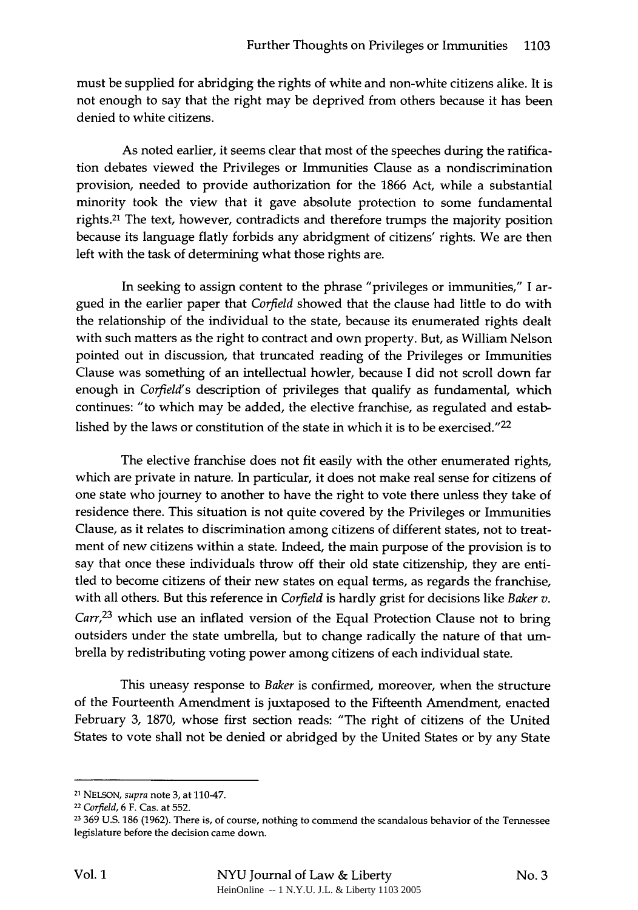must be supplied for abridging the rights of white and non-white citizens alike. It is not enough to say that the right may be deprived from others because it has been denied to white citizens.

As noted earlier, it seems clear that most of the speeches during the ratification debates viewed the Privileges or Immunities Clause as a nondiscrimination provision, needed to provide authorization for the 1866 Act, while a substantial minority took the view that it gave absolute protection to some fundamental rights.[21] The text, however, contradicts and therefore trumps the majority position because its language flatly forbids any abridgment of citizens' rights. We are then left with the task of determining what those rights are.

In seeking to assign content to the phrase "privileges or immunities," I argued in the earlier paper that *Corfield* showed that the clause had little to do with the relationship of the individual to the state, because its enumerated rights dealt with such matters as the right to contract and own property. But, as William Nelson pointed out in discussion, that truncated reading of the Privileges or Immunities Clause was something of an intellectual howler, because I did not scroll down far enough in *Corfield*'s description of privileges that qualify as fundamental, which continues: "to which may be added, the elective franchise, as regulated and established by the laws or constitution of the state in which it is to be exercised."[22]

The elective franchise does not fit easily with the other enumerated rights, which are private in nature. In particular, it does not make real sense for citizens of one state who journey to another to have the right to vote there unless they take of residence there. This situation is not quite covered by the Privileges or Immunities Clause, as it relates to discrimination among citizens of different states, not to treatment of new citizens within a state. Indeed, the main purpose of the provision is to say that once these individuals throw off their old state citizenship, they are entitled to become citizens of their new states on equal terms, as regards the franchise, with all others. But this reference in *Corfield* is hardly grist for decisions like *Baker v. Carr*,[23] which use an inflated version of the Equal Protection Clause not to bring outsiders under the state umbrella, but to change radically the nature of that umbrella by redistributing voting power among citizens of each individual state.

This uneasy response to *Baker* is confirmed, moreover, when the structure of the Fourteenth Amendment is juxtaposed to the Fifteenth Amendment, enacted February 3, 1870, whose first section reads: "The right of citizens of the United States to vote shall not be denied or abridged by the United States or by any State

---

[21] NELSON, *supra* note 3, at 110-47.

[22] *Corfield*, 6 F. Cas. at 552.

[23] 369 U.S. 186 (1962). There is, of course, nothing to commend the scandalous behavior of the Tennessee legislature before the decision came down.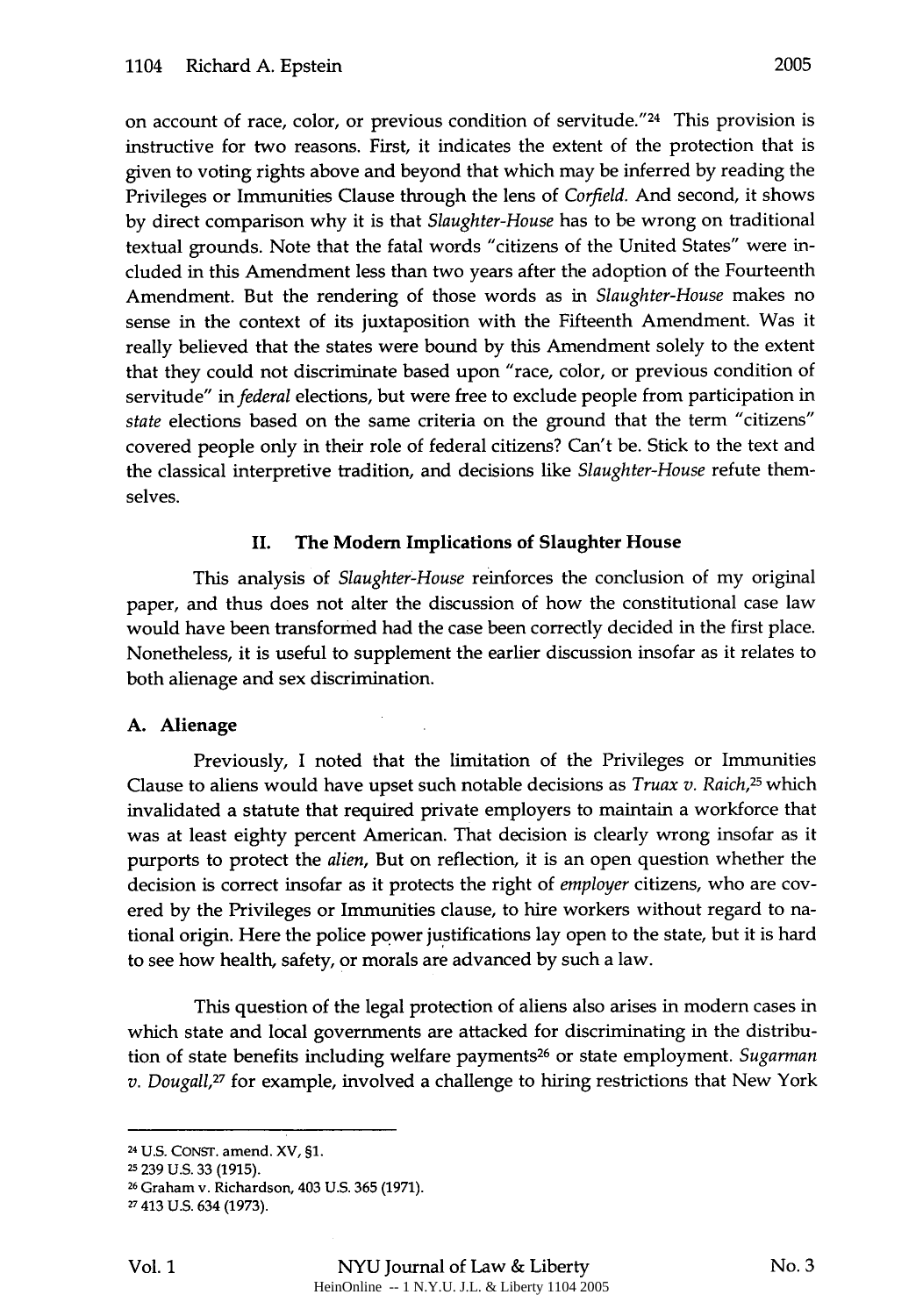on account of race, color, or previous condition of servitude."[24] This provision is instructive for two reasons. First, it indicates the extent of the protection that is given to voting rights above and beyond that which may be inferred by reading the Privileges or Immunities Clause through the lens of *Corfield*. And second, it shows by direct comparison why it is that *Slaughter-House* has to be wrong on traditional textual grounds. Note that the fatal words "citizens of the United States" were included in this Amendment less than two years after the adoption of the Fourteenth Amendment. But the rendering of those words as in *Slaughter-House* makes no sense in the context of its juxtaposition with the Fifteenth Amendment. Was it really believed that the states were bound by this Amendment solely to the extent that they could not discriminate based upon "race, color, or previous condition of servitude" in *federal* elections, but were free to exclude people from participation in *state* elections based on the same criteria on the ground that the term "citizens" covered people only in their role of federal citizens? Can't be. Stick to the text and the classical interpretive tradition, and decisions like *Slaughter-House* refute themselves.

## II. The Modern Implications of Slaughter House

This analysis of *Slaughter-House* reinforces the conclusion of my original paper, and thus does not alter the discussion of how the constitutional case law would have been transformed had the case been correctly decided in the first place. Nonetheless, it is useful to supplement the earlier discussion insofar as it relates to both alienage and sex discrimination.

### A. Alienage

Previously, I noted that the limitation of the Privileges or Immunities Clause to aliens would have upset such notable decisions as *Truax v. Raich*,[25] which invalidated a statute that required private employers to maintain a workforce that was at least eighty percent American. That decision is clearly wrong insofar as it purports to protect the *alien*, But on reflection, it is an open question whether the decision is correct insofar as it protects the right of *employer* citizens, who are covered by the Privileges or Immunities clause, to hire workers without regard to national origin. Here the police power justifications lay open to the state, but it is hard to see how health, safety, or morals are advanced by such a law.

This question of the legal protection of aliens also arises in modern cases in which state and local governments are attacked for discriminating in the distribution of state benefits including welfare payments[26] or state employment. *Sugarman v. Dougall*,[27] for example, involved a challenge to hiring restrictions that New York

---

[24] U.S. CONST. amend. XV, §1.

[25] 239 U.S. 33 (1915).

[26] Graham v. Richardson, 403 U.S. 365 (1971).

[27] 413 U.S. 634 (1973).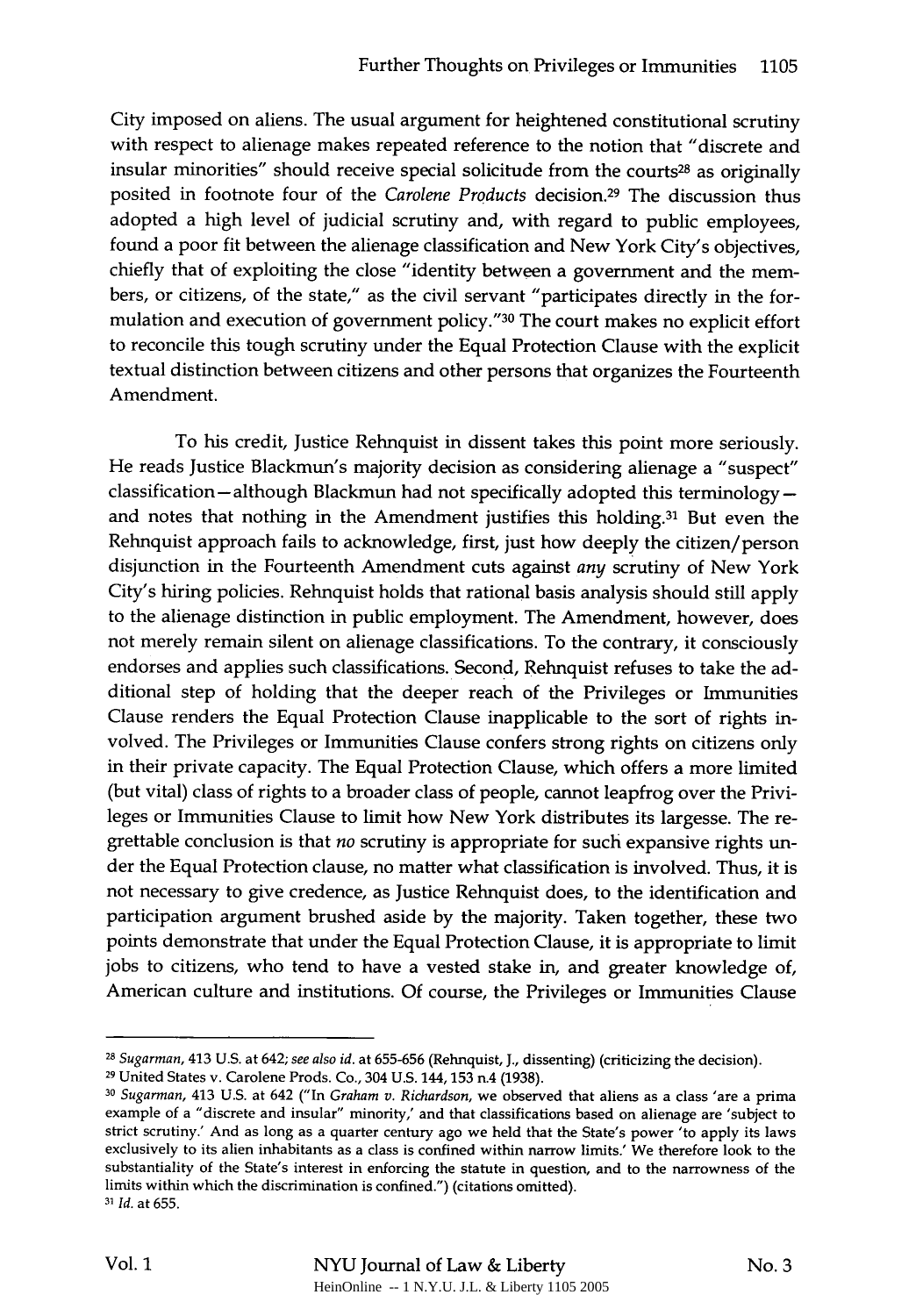City imposed on aliens. The usual argument for heightened constitutional scrutiny with respect to alienage makes repeated reference to the notion that "discrete and insular minorities" should receive special solicitude from the courts[28] as originally posited in footnote four of the *Carolene Products* decision.[29] The discussion thus adopted a high level of judicial scrutiny and, with regard to public employees, found a poor fit between the alienage classification and New York City's objectives, chiefly that of exploiting the close "identity between a government and the members, or citizens, of the state," as the civil servant "participates directly in the formulation and execution of government policy."[30] The court makes no explicit effort to reconcile this tough scrutiny under the Equal Protection Clause with the explicit textual distinction between citizens and other persons that organizes the Fourteenth Amendment.

To his credit, Justice Rehnquist in dissent takes this point more seriously. He reads Justice Blackmun's majority decision as considering alienage a "suspect" classification—although Blackmun had not specifically adopted this terminology—and notes that nothing in the Amendment justifies this holding.[31] But even the Rehnquist approach fails to acknowledge, first, just how deeply the citizen/person disjunction in the Fourteenth Amendment cuts against *any* scrutiny of New York City's hiring policies. Rehnquist holds that rational basis analysis should still apply to the alienage distinction in public employment. The Amendment, however, does not merely remain silent on alienage classifications. To the contrary, it consciously endorses and applies such classifications. Second, Rehnquist refuses to take the additional step of holding that the deeper reach of the Privileges or Immunities Clause renders the Equal Protection Clause inapplicable to the sort of rights involved. The Privileges or Immunities Clause confers strong rights on citizens only in their private capacity. The Equal Protection Clause, which offers a more limited (but vital) class of rights to a broader class of people, cannot leapfrog over the Privileges or Immunities Clause to limit how New York distributes its largesse. The regrettable conclusion is that *no* scrutiny is appropriate for such expansive rights under the Equal Protection clause, no matter what classification is involved. Thus, it is not necessary to give credence, as Justice Rehnquist does, to the identification and participation argument brushed aside by the majority. Taken together, these two points demonstrate that under the Equal Protection Clause, it is appropriate to limit jobs to citizens, who tend to have a vested stake in, and greater knowledge of, American culture and institutions. Of course, the Privileges or Immunities Clause

---

[28] *Sugarman*, 413 U.S. at 642; *see also id.* at 655-656 (Rehnquist, J., dissenting) (criticizing the decision).

[29] United States v. Carolene Prods. Co., 304 U.S. 144, 153 n.4 (1938).

[30] *Sugarman*, 413 U.S. at 642 ("In *Graham v. Richardson*, we observed that aliens as a class 'are a prima example of a "discrete and insular" minority,' and that classifications based on alienage are 'subject to strict scrutiny.' And as long as a quarter century ago we held that the State's power 'to apply its laws exclusively to its alien inhabitants as a class is confined within narrow limits.' We therefore look to the substantiality of the State's interest in enforcing the statute in question, and to the narrowness of the limits within which the discrimination is confined.") (citations omitted).

[31] *Id.* at 655.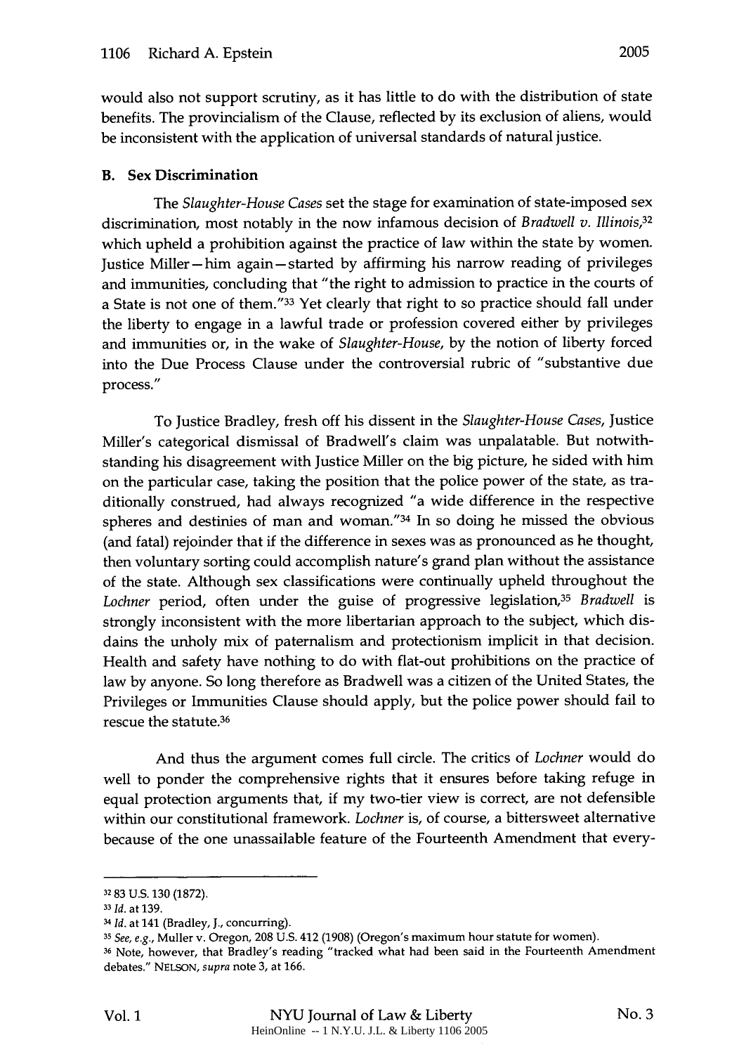would also not support scrutiny, as it has little to do with the distribution of state benefits. The provincialism of the Clause, reflected by its exclusion of aliens, would be inconsistent with the application of universal standards of natural justice.

### B. Sex Discrimination

The *Slaughter-House Cases* set the stage for examination of state-imposed sex discrimination, most notably in the now infamous decision of *Bradwell v. Illinois*,[32] which upheld a prohibition against the practice of law within the state by women. Justice Miller—him again—started by affirming his narrow reading of privileges and immunities, concluding that "the right to admission to practice in the courts of a State is not one of them."[33] Yet clearly that right to so practice should fall under the liberty to engage in a lawful trade or profession covered either by privileges and immunities or, in the wake of *Slaughter-House*, by the notion of liberty forced into the Due Process Clause under the controversial rubric of "substantive due process."

To Justice Bradley, fresh off his dissent in the *Slaughter-House Cases*, Justice Miller's categorical dismissal of Bradwell's claim was unpalatable. But notwithstanding his disagreement with Justice Miller on the big picture, he sided with him on the particular case, taking the position that the police power of the state, as traditionally construed, had always recognized "a wide difference in the respective spheres and destinies of man and woman."[34] In so doing he missed the obvious (and fatal) rejoinder that if the difference in sexes was as pronounced as he thought, then voluntary sorting could accomplish nature's grand plan without the assistance of the state. Although sex classifications were continually upheld throughout the *Lochner* period, often under the guise of progressive legislation,[35] *Bradwell* is strongly inconsistent with the more libertarian approach to the subject, which disdains the unholy mix of paternalism and protectionism implicit in that decision. Health and safety have nothing to do with flat-out prohibitions on the practice of law by anyone. So long therefore as Bradwell was a citizen of the United States, the Privileges or Immunities Clause should apply, but the police power should fail to rescue the statute.[36]

And thus the argument comes full circle. The critics of *Lochner* would do well to ponder the comprehensive rights that it ensures before taking refuge in equal protection arguments that, if my two-tier view is correct, are not defensible within our constitutional framework. *Lochner* is, of course, a bittersweet alternative because of the one unassailable feature of the Fourteenth Amendment that every-

---

[32] 83 U.S. 130 (1872).

[33] *Id.* at 139.

[34] *Id.* at 141 (Bradley, J., concurring).

[35] *See, e.g.*, Muller v. Oregon, 208 U.S. 412 (1908) (Oregon's maximum hour statute for women).

[36] Note, however, that Bradley's reading "tracked what had been said in the Fourteenth Amendment debates." NELSON, *supra* note 3, at 166.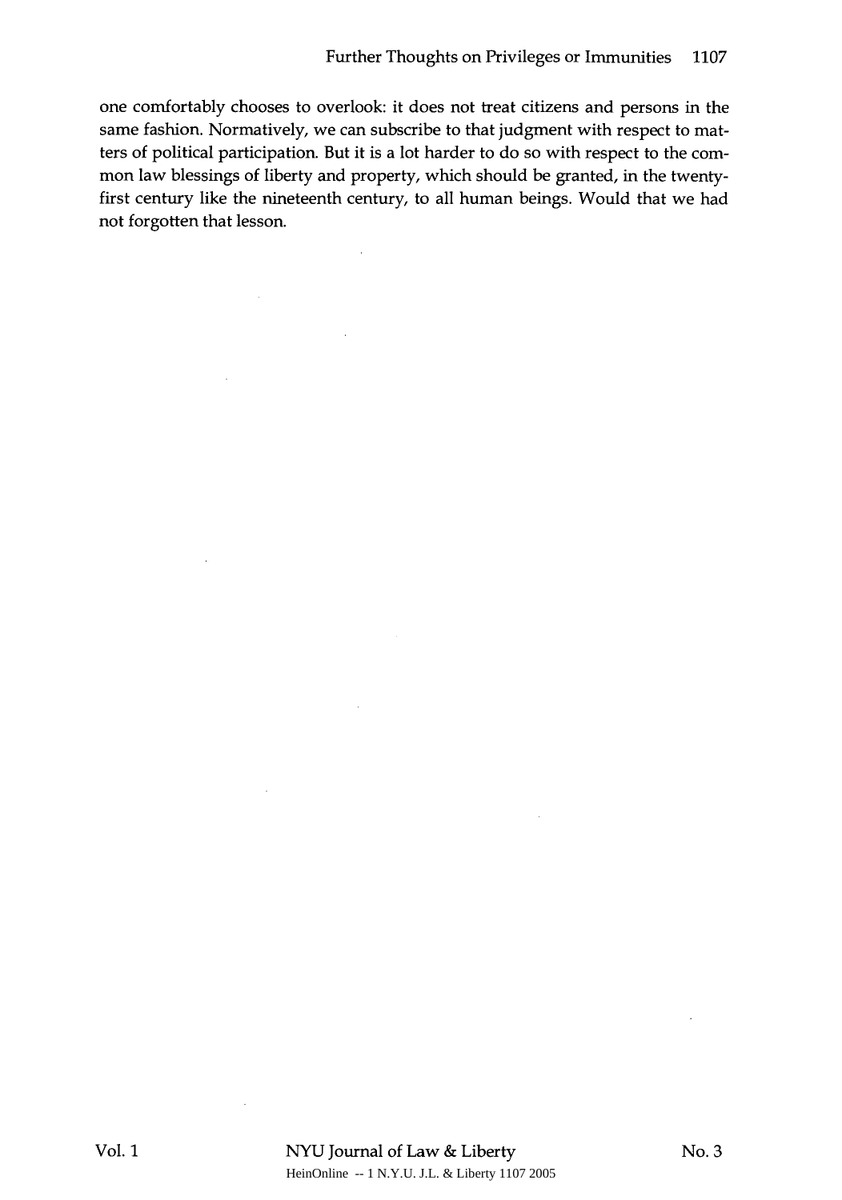one comfortably chooses to overlook: it does not treat citizens and persons in the same fashion. Normatively, we can subscribe to that judgment with respect to matters of political participation. But it is a lot harder to do so with respect to the common law blessings of liberty and property, which should be granted, in the twenty-first century like the nineteenth century, to all human beings. Would that we had not forgotten that lesson.